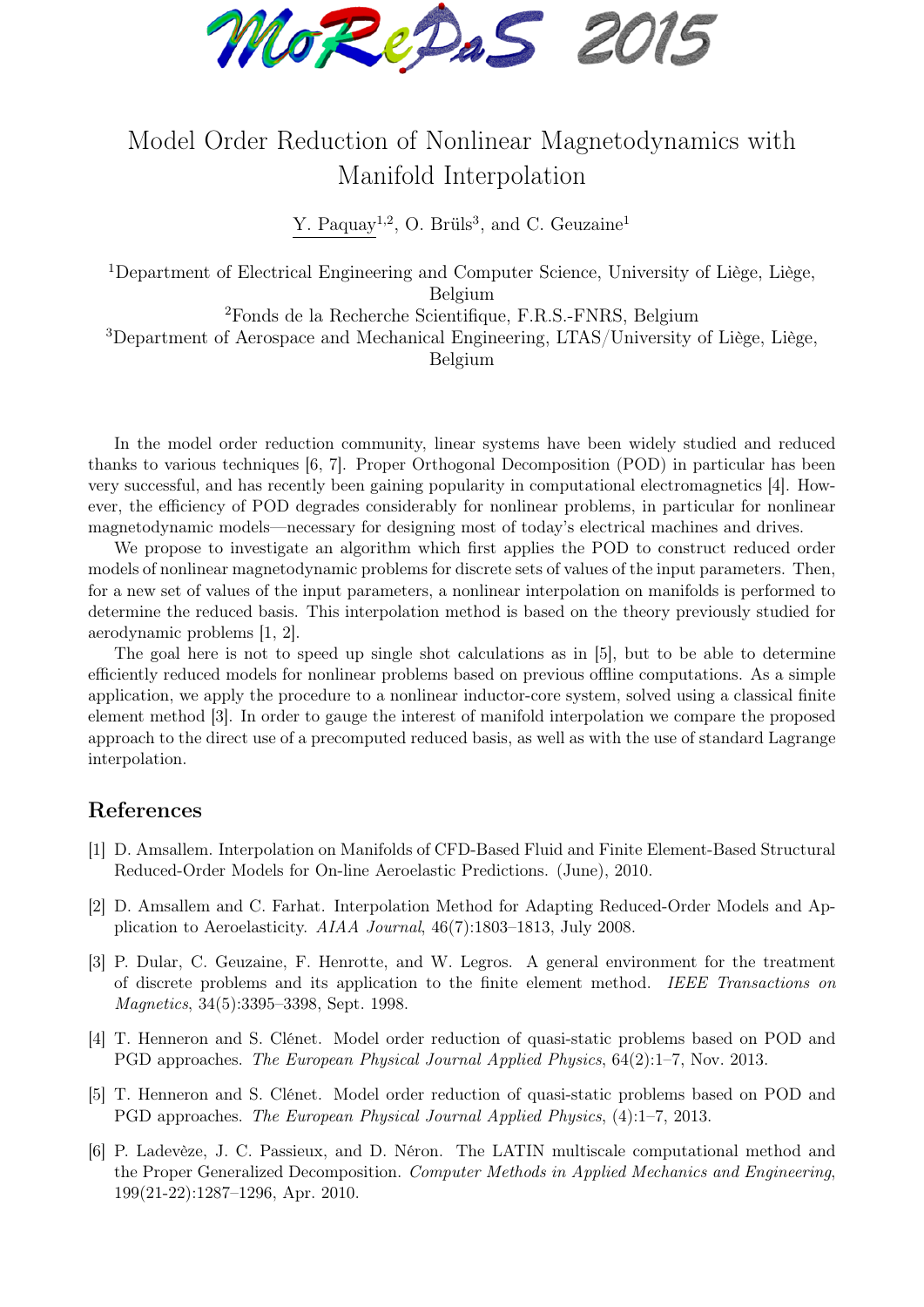# Model Order Reduction of Nonlinear Magnetodynamics with Manifold Interpolation

Y. Paquay[1,2], O. Brüls[3], and C. Geuzaine[1]

[1]Department of Electrical Engineering and Computer Science, University of Liège, Liège, Belgium

[2]Fonds de la Recherche Scientifique, F.R.S.-FNRS, Belgium

[3]Department of Aerospace and Mechanical Engineering, LTAS/University of Liège, Liège, Belgium

In the model order reduction community, linear systems have been widely studied and reduced thanks to various techniques [6, 7]. Proper Orthogonal Decomposition (POD) in particular has been very successful, and has recently been gaining popularity in computational electromagnetics [4]. However, the efficiency of POD degrades considerably for nonlinear problems, in particular for nonlinear magnetodynamic models—necessary for designing most of today's electrical machines and drives.

We propose to investigate an algorithm which first applies the POD to construct reduced order models of nonlinear magnetodynamic problems for discrete sets of values of the input parameters. Then, for a new set of values of the input parameters, a nonlinear interpolation on manifolds is performed to determine the reduced basis. This interpolation method is based on the theory previously studied for aerodynamic problems [1, 2].

The goal here is not to speed up single shot calculations as in [5], but to be able to determine efficiently reduced models for nonlinear problems based on previous offline computations. As a simple application, we apply the procedure to a nonlinear inductor-core system, solved using a classical finite element method [3]. In order to gauge the interest of manifold interpolation we compare the proposed approach to the direct use of a precomputed reduced basis, as well as with the use of standard Lagrange interpolation.

## References

[1] D. Amsallem. Interpolation on Manifolds of CFD-Based Fluid and Finite Element-Based Structural Reduced-Order Models for On-line Aeroelastic Predictions. (June), 2010.

[2] D. Amsallem and C. Farhat. Interpolation Method for Adapting Reduced-Order Models and Application to Aeroelasticity. *AIAA Journal*, 46(7):1803–1813, July 2008.

[3] P. Dular, C. Geuzaine, F. Henrotte, and W. Legros. A general environment for the treatment of discrete problems and its application to the finite element method. *IEEE Transactions on Magnetics*, 34(5):3395–3398, Sept. 1998.

[4] T. Henneron and S. Clénet. Model order reduction of quasi-static problems based on POD and PGD approaches. *The European Physical Journal Applied Physics*, 64(2):1–7, Nov. 2013.

[5] T. Henneron and S. Clénet. Model order reduction of quasi-static problems based on POD and PGD approaches. *The European Physical Journal Applied Physics*, (4):1–7, 2013.

[6] P. Ladevèze, J. C. Passieux, and D. Néron. The LATIN multiscale computational method and the Proper Generalized Decomposition. *Computer Methods in Applied Mechanics and Engineering*, 199(21-22):1287–1296, Apr. 2010.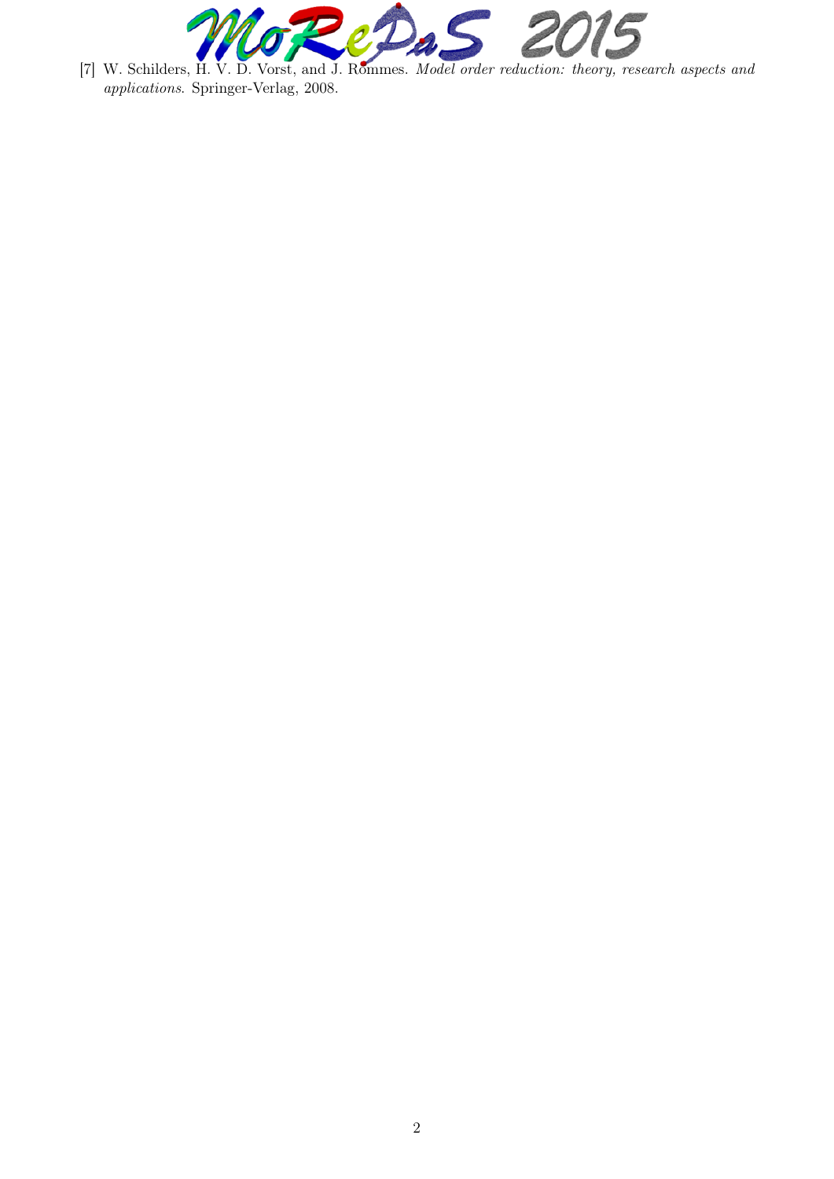[7] W. Schilders, H. V. D. Vorst, and J. Rommes. *Model order reduction: theory, research aspects and applications*. Springer-Verlag, 2008.